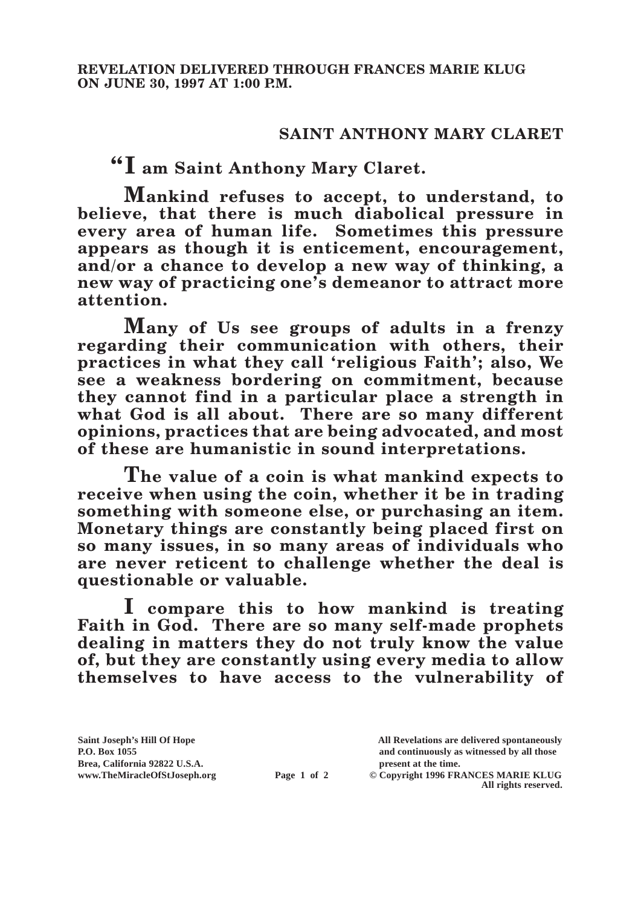**REVELATION DELIVERED THROUGH FRANCES MARIE KLUG ON JUNE 30, 1997 AT 1:00 P.M.**

## SAINT ANTHONY MARY CLARET

**"I am Saint Anthony Mary Claret.**

**Mankind refuses to accept, to understand, to believe, that there is much diabolical pressure in every area of human life. Sometimes this pressure appears as though it is enticement, encouragement, and/or a chance to develop a new way of thinking, a new way of practicing one's demeanor to attract more attention.**

**Many of Us see groups of adults in a frenzy regarding their communication with others, their practices in what they call 'religious Faith'; also, We see a weakness bordering on commitment, because they cannot find in a particular place a strength in what God is all about. There are so many different opinions, practices that are being advocated, and most of these are humanistic in sound interpretations.**

**The value of a coin is what mankind expects to receive when using the coin, whether it be in trading something with someone else, or purchasing an item. Monetary things are constantly being placed first on so many issues, in so many areas of individuals who are never reticent to challenge whether the deal is questionable or valuable.**

**I compare this to how mankind is treating Faith in God. There are so many self-made prophets dealing in matters they do not truly know the value of, but they are constantly using every media to allow themselves to have access to the vulnerability of**

Saint Joseph's Hill Of Hope
P.O. Box 1055
Brea, California 92822 U.S.A.
www.TheMiracleOfStJoseph.org

All Revelations are delivered spontaneously and continuously as witnessed by all those present at the time.
© Copyright 1996 FRANCES MARIE KLUG
All rights reserved.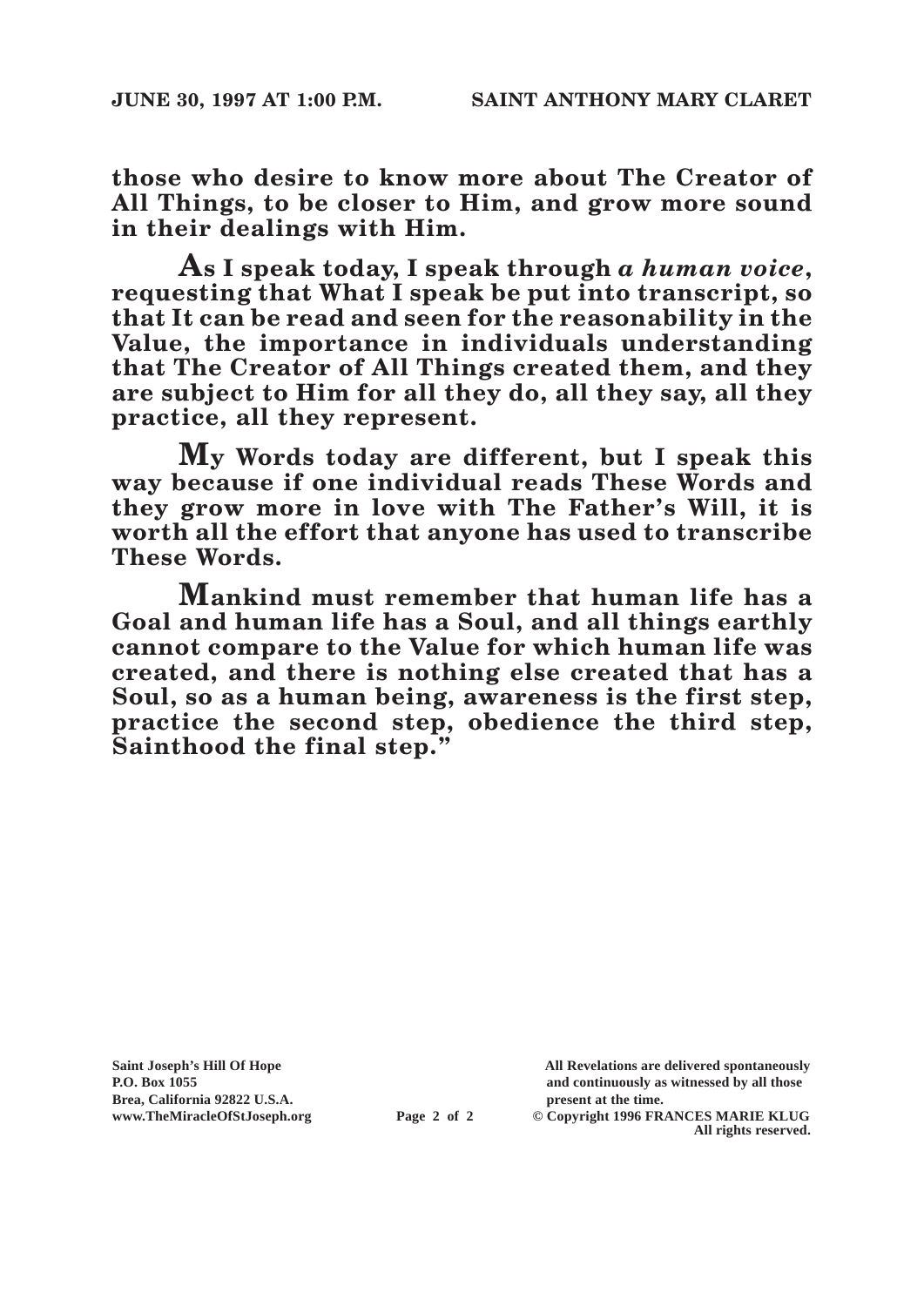**those who desire to know more about The Creator of All Things, to be closer to Him, and grow more sound in their dealings with Him.**

**As I speak today, I speak through *a human voice*, requesting that What I speak be put into transcript, so that It can be read and seen for the reasonability in the Value, the importance in individuals understanding that The Creator of All Things created them, and they are subject to Him for all they do, all they say, all they practice, all they represent.**

**My Words today are different, but I speak this way because if one individual reads These Words and they grow more in love with The Father's Will, it is worth all the effort that anyone has used to transcribe These Words.**

**Mankind must remember that human life has a Goal and human life has a Soul, and all things earthly cannot compare to the Value for which human life was created, and there is nothing else created that has a Soul, so as a human being, awareness is the first step, practice the second step, obedience the third step, Sainthood the final step."**

**Saint Joseph's Hill Of Hope**
**P.O. Box 1055**
**Brea, California 92822 U.S.A.**
**www.TheMiracleOfStJoseph.org**

**All Revelations are delivered spontaneously and continuously as witnessed by all those present at the time.**
**© Copyright 1996 FRANCES MARIE KLUG**
**All rights reserved.**